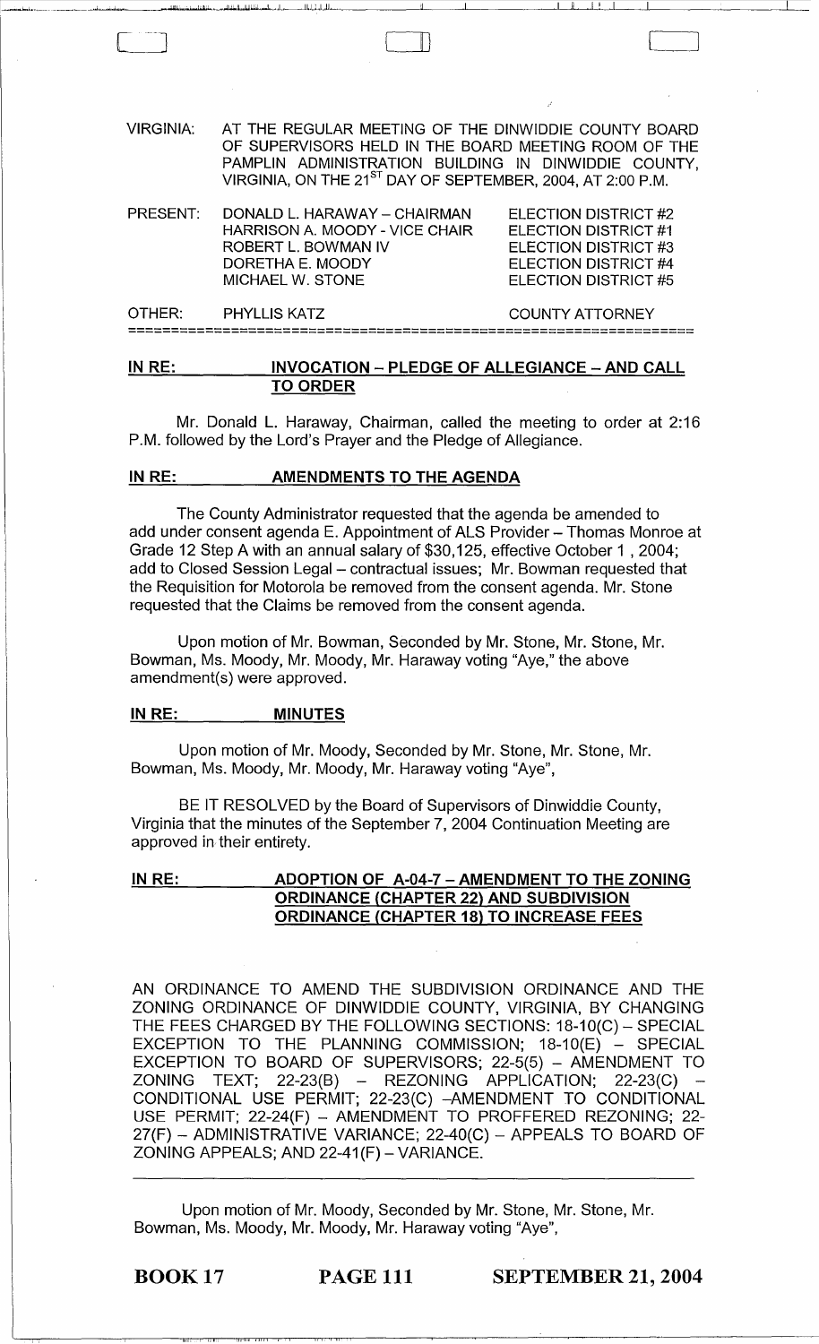VIRGINIA: AT THE REGULAR MEETING OF THE DINWIDDIE COUNTY BOARD OF SUPERVISORS HELD IN THE BOARD MEETING ROOM OF THE PAMPLIN ADMINISTRATION BUILDING IN DINWIDDIE COUNTY, VIRGINIA, ON THE 21ST DAY OF SEPTEMBER, 2004, AT 2:00 P.M.

| | | |
|---|---|---|
| PRESENT: | DONALD L. HARAWAY – CHAIRMAN | ELECTION DISTRICT #2 |
| | HARRISON A. MOODY - VICE CHAIR | ELECTION DISTRICT #1 |
| | ROBERT L. BOWMAN IV | ELECTION DISTRICT #3 |
| | DORETHA E. MOODY | ELECTION DISTRICT #4 |
| | MICHAEL W. STONE | ELECTION DISTRICT #5 |
| OTHER: | PHYLLIS KATZ | COUNTY ATTORNEY |

## IN RE: INVOCATION – PLEDGE OF ALLEGIANCE – AND CALL TO ORDER

Mr. Donald L. Haraway, Chairman, called the meeting to order at 2:16 P.M. followed by the Lord's Prayer and the Pledge of Allegiance.

## IN RE: AMENDMENTS TO THE AGENDA

The County Administrator requested that the agenda be amended to add under consent agenda E. Appointment of ALS Provider – Thomas Monroe at Grade 12 Step A with an annual salary of $30,125, effective October 1 , 2004; add to Closed Session Legal – contractual issues; Mr. Bowman requested that the Requisition for Motorola be removed from the consent agenda. Mr. Stone requested that the Claims be removed from the consent agenda.

Upon motion of Mr. Bowman, Seconded by Mr. Stone, Mr. Stone, Mr. Bowman, Ms. Moody, Mr. Moody, Mr. Haraway voting "Aye," the above amendment(s) were approved.

## IN RE: MINUTES

Upon motion of Mr. Moody, Seconded by Mr. Stone, Mr. Stone, Mr. Bowman, Ms. Moody, Mr. Moody, Mr. Haraway voting "Aye",

BE IT RESOLVED by the Board of Supervisors of Dinwiddie County, Virginia that the minutes of the September 7, 2004 Continuation Meeting are approved in their entirety.

## IN RE: ADOPTION OF A-04-7 – AMENDMENT TO THE ZONING ORDINANCE (CHAPTER 22) AND SUBDIVISION ORDINANCE (CHAPTER 18) TO INCREASE FEES

AN ORDINANCE TO AMEND THE SUBDIVISION ORDINANCE AND THE ZONING ORDINANCE OF DINWIDDIE COUNTY, VIRGINIA, BY CHANGING THE FEES CHARGED BY THE FOLLOWING SECTIONS: 18-10(C) – SPECIAL EXCEPTION TO THE PLANNING COMMISSION; 18-10(E) – SPECIAL EXCEPTION TO BOARD OF SUPERVISORS; 22-5(5) – AMENDMENT TO ZONING TEXT; 22-23(B) – REZONING APPLICATION; 22-23(C) – CONDITIONAL USE PERMIT; 22-23(C) –AMENDMENT TO CONDITIONAL USE PERMIT; 22-24(F) – AMENDMENT TO PROFFERED REZONING; 22-27(F) – ADMINISTRATIVE VARIANCE; 22-40(C) – APPEALS TO BOARD OF ZONING APPEALS; AND 22-41(F) – VARIANCE.

Upon motion of Mr. Moody, Seconded by Mr. Stone, Mr. Stone, Mr. Bowman, Ms. Moody, Mr. Moody, Mr. Haraway voting "Aye",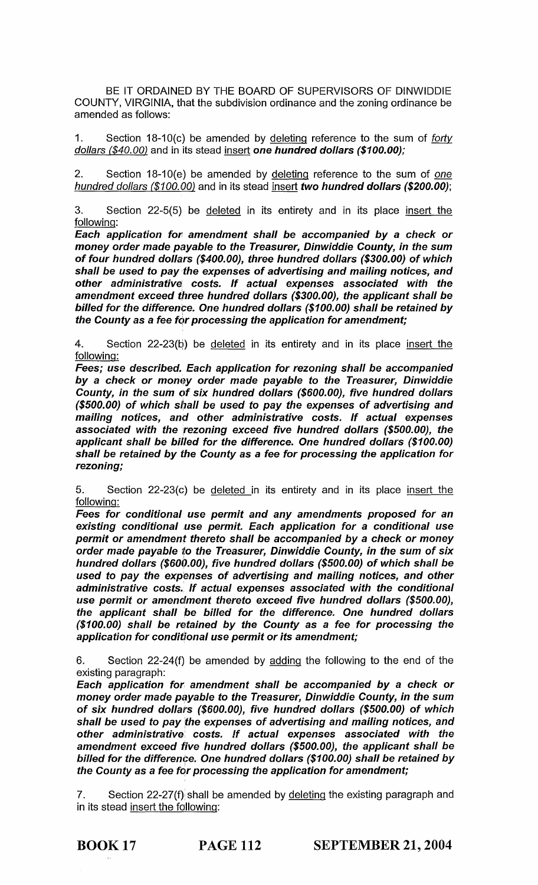BE IT ORDAINED BY THE BOARD OF SUPERVISORS OF DINWIDDIE COUNTY, VIRGINIA, that the subdivision ordinance and the zoning ordinance be amended as follows:

1. Section 18-10(c) be amended by deleting reference to the sum of *forty dollars ($40.00)* and in its stead insert ***one hundred dollars ($100.00);***

2. Section 18-10(e) be amended by deleting reference to the sum of *one hundred dollars ($100.00)* and in its stead insert ***two hundred dollars ($200.00)***;

3. Section 22-5(5) be deleted in its entirety and in its place insert the following:

***Each application for amendment shall be accompanied by a check or money order made payable to the Treasurer, Dinwiddie County, in the sum of four hundred dollars ($400.00), three hundred dollars ($300.00) of which shall be used to pay the expenses of advertising and mailing notices, and other administrative costs. If actual expenses associated with the amendment exceed three hundred dollars ($300.00), the applicant shall be billed for the difference. One hundred dollars ($100.00) shall be retained by the County as a fee for processing the application for amendment;***

4. Section 22-23(b) be deleted in its entirety and in its place insert the following:

***Fees; use described. Each application for rezoning shall be accompanied by a check or money order made payable to the Treasurer, Dinwiddie County, in the sum of six hundred dollars ($600.00), five hundred dollars ($500.00) of which shall be used to pay the expenses of advertising and mailing notices, and other administrative costs. If actual expenses associated with the rezoning exceed five hundred dollars ($500.00), the applicant shall be billed for the difference. One hundred dollars ($100.00) shall be retained by the County as a fee for processing the application for rezoning;***

5. Section 22-23(c) be deleted in its entirety and in its place insert the following:

***Fees for conditional use permit and any amendments proposed for an existing conditional use permit. Each application for a conditional use permit or amendment thereto shall be accompanied by a check or money order made payable to the Treasurer, Dinwiddie County, in the sum of six hundred dollars ($600.00), five hundred dollars ($500.00) of which shall be used to pay the expenses of advertising and mailing notices, and other administrative costs. If actual expenses associated with the conditional use permit or amendment thereto exceed five hundred dollars ($500.00), the applicant shall be billed for the difference. One hundred dollars ($100.00) shall be retained by the County as a fee for processing the application for conditional use permit or its amendment;***

6. Section 22-24(f) be amended by adding the following to the end of the existing paragraph:

***Each application for amendment shall be accompanied by a check or money order made payable to the Treasurer, Dinwiddie County, in the sum of six hundred dollars ($600.00), five hundred dollars ($500.00) of which shall be used to pay the expenses of advertising and mailing notices, and other administrative costs. If actual expenses associated with the amendment exceed five hundred dollars ($500.00), the applicant shall be billed for the difference. One hundred dollars ($100.00) shall be retained by the County as a fee for processing the application for amendment;***

7. Section 22-27(f) shall be amended by deleting the existing paragraph and in its stead insert the following:

**BOOK 17 PAGE 112 SEPTEMBER 21, 2004**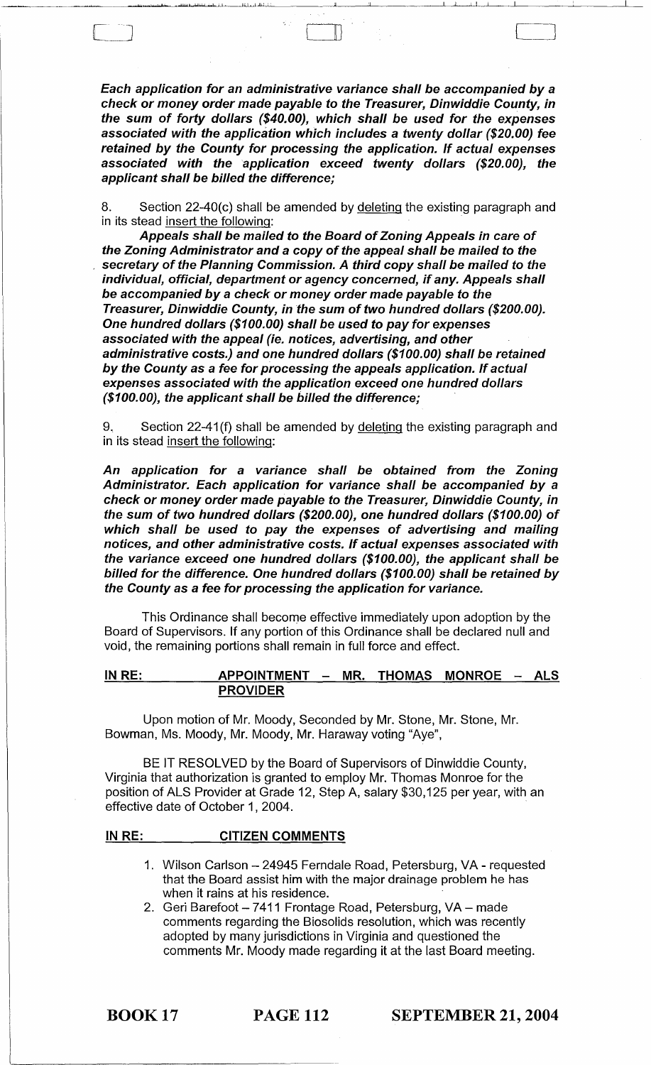***Each application for an administrative variance shall be accompanied by a check or money order made payable to the Treasurer, Dinwiddie County, in the sum of forty dollars ($40.00), which shall be used for the expenses associated with the application which includes a twenty dollar ($20.00) fee retained by the County for processing the application. If actual expenses associated with the application exceed twenty dollars ($20.00), the applicant shall be billed the difference;***

8. Section 22-40(c) shall be amended by deleting the existing paragraph and in its stead insert the following:

***Appeals shall be mailed to the Board of Zoning Appeals in care of the Zoning Administrator and a copy of the appeal shall be mailed to the secretary of the Planning Commission. A third copy shall be mailed to the individual, official, department or agency concerned, if any. Appeals shall be accompanied by a check or money order made payable to the Treasurer, Dinwiddie County, in the sum of two hundred dollars ($200.00). One hundred dollars ($100.00) shall be used to pay for expenses associated with the appeal (ie. notices, advertising, and other administrative costs.) and one hundred dollars ($100.00) shall be retained by the County as a fee for processing the appeals application. If actual expenses associated with the application exceed one hundred dollars ($100.00), the applicant shall be billed the difference;***

9. Section 22-41(f) shall be amended by deleting the existing paragraph and in its stead insert the following:

***An application for a variance shall be obtained from the Zoning Administrator. Each application for variance shall be accompanied by a check or money order made payable to the Treasurer, Dinwiddie County, in the sum of two hundred dollars ($200.00), one hundred dollars ($100.00) of which shall be used to pay the expenses of advertising and mailing notices, and other administrative costs. If actual expenses associated with the variance exceed one hundred dollars ($100.00), the applicant shall be billed for the difference. One hundred dollars ($100.00) shall be retained by the County as a fee for processing the application for variance.***

This Ordinance shall become effective immediately upon adoption by the Board of Supervisors. If any portion of this Ordinance shall be declared null and void, the remaining portions shall remain in full force and effect.

**IN RE: APPOINTMENT – MR. THOMAS MONROE – ALS PROVIDER**

Upon motion of Mr. Moody, Seconded by Mr. Stone, Mr. Stone, Mr. Bowman, Ms. Moody, Mr. Moody, Mr. Haraway voting "Aye",

BE IT RESOLVED by the Board of Supervisors of Dinwiddie County, Virginia that authorization is granted to employ Mr. Thomas Monroe for the position of ALS Provider at Grade 12, Step A, salary $30,125 per year, with an effective date of October 1, 2004.

**IN RE: CITIZEN COMMENTS**

1. Wilson Carlson – 24945 Ferndale Road, Petersburg, VA - requested that the Board assist him with the major drainage problem he has when it rains at his residence.
2. Geri Barefoot – 7411 Frontage Road, Petersburg, VA – made comments regarding the Biosolids resolution, which was recently adopted by many jurisdictions in Virginia and questioned the comments Mr. Moody made regarding it at the last Board meeting.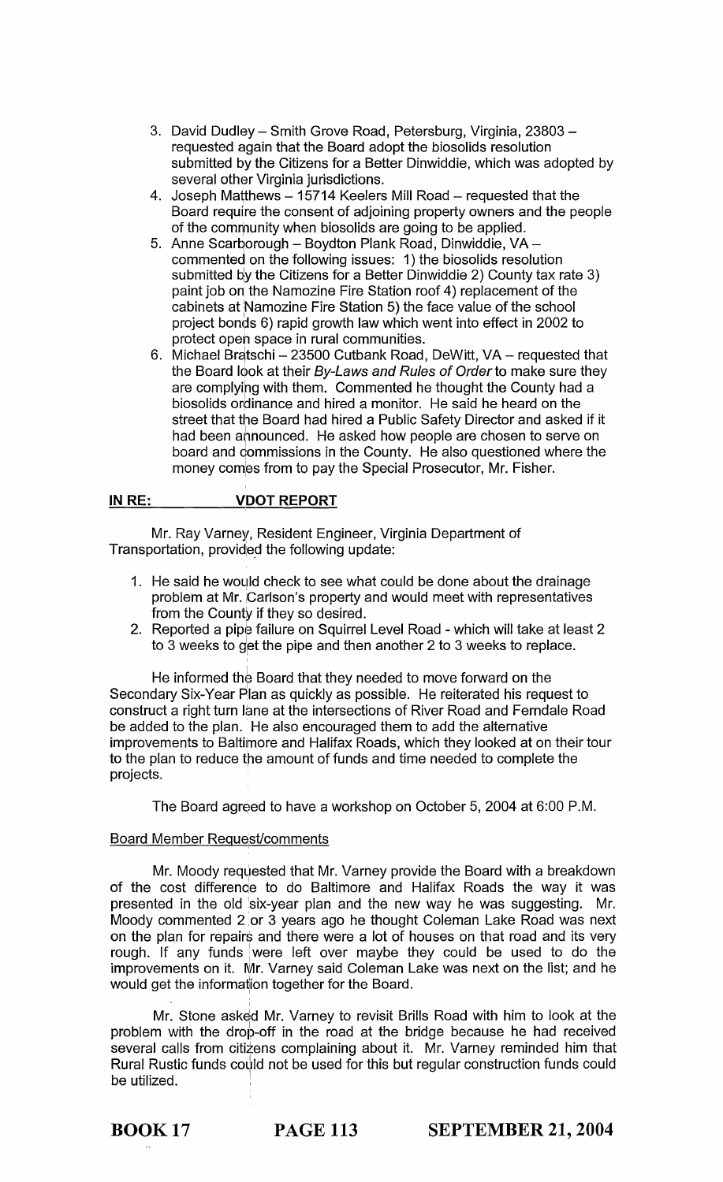3. David Dudley – Smith Grove Road, Petersburg, Virginia, 23803 – requested again that the Board adopt the biosolids resolution submitted by the Citizens for a Better Dinwiddie, which was adopted by several other Virginia jurisdictions.
4. Joseph Matthews – 15714 Keelers Mill Road – requested that the Board require the consent of adjoining property owners and the people of the community when biosolids are going to be applied.
5. Anne Scarborough – Boydton Plank Road, Dinwiddie, VA – commented on the following issues: 1) the biosolids resolution submitted by the Citizens for a Better Dinwiddie 2) County tax rate 3) paint job on the Namozine Fire Station roof 4) replacement of the cabinets at Namozine Fire Station 5) the face value of the school project bonds 6) rapid growth law which went into effect in 2002 to protect open space in rural communities.
6. Michael Bratschi – 23500 Cutbank Road, DeWitt, VA – requested that the Board look at their *By-Laws and Rules of Order* to make sure they are complying with them. Commented he thought the County had a biosolids ordinance and hired a monitor. He said he heard on the street that the Board had hired a Public Safety Director and asked if it had been announced. He asked how people are chosen to serve on board and commissions in the County. He also questioned where the money comes from to pay the Special Prosecutor, Mr. Fisher.

**IN RE: VDOT REPORT**

Mr. Ray Varney, Resident Engineer, Virginia Department of Transportation, provided the following update:

1. He said he would check to see what could be done about the drainage problem at Mr. Carlson's property and would meet with representatives from the County if they so desired.
2. Reported a pipe failure on Squirrel Level Road - which will take at least 2 to 3 weeks to get the pipe and then another 2 to 3 weeks to replace.

He informed the Board that they needed to move forward on the Secondary Six-Year Plan as quickly as possible. He reiterated his request to construct a right turn lane at the intersections of River Road and Ferndale Road be added to the plan. He also encouraged them to add the alternative improvements to Baltimore and Halifax Roads, which they looked at on their tour to the plan to reduce the amount of funds and time needed to complete the projects.

The Board agreed to have a workshop on October 5, 2004 at 6:00 P.M.

Board Member Request/comments

Mr. Moody requested that Mr. Varney provide the Board with a breakdown of the cost difference to do Baltimore and Halifax Roads the way it was presented in the old six-year plan and the new way he was suggesting. Mr. Moody commented 2 or 3 years ago he thought Coleman Lake Road was next on the plan for repairs and there were a lot of houses on that road and its very rough. If any funds were left over maybe they could be used to do the improvements on it. Mr. Varney said Coleman Lake was next on the list; and he would get the information together for the Board.

Mr. Stone asked Mr. Varney to revisit Brills Road with him to look at the problem with the drop-off in the road at the bridge because he had received several calls from citizens complaining about it. Mr. Varney reminded him that Rural Rustic funds could not be used for this but regular construction funds could be utilized.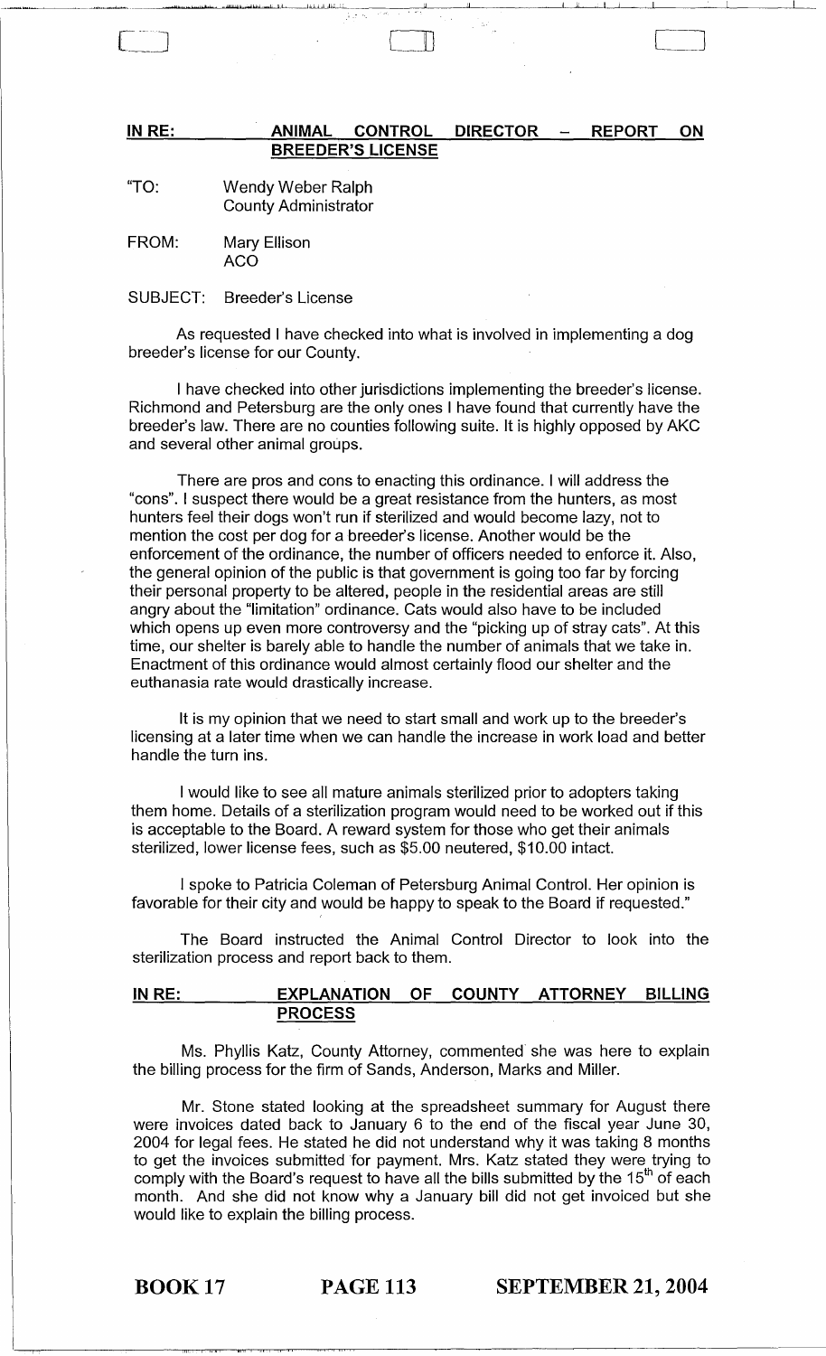**IN RE: ANIMAL CONTROL DIRECTOR – REPORT ON BREEDER'S LICENSE**

"TO: Wendy Weber Ralph
County Administrator

FROM: Mary Ellison
ACO

SUBJECT: Breeder's License

As requested I have checked into what is involved in implementing a dog breeder's license for our County.

I have checked into other jurisdictions implementing the breeder's license. Richmond and Petersburg are the only ones I have found that currently have the breeder's law. There are no counties following suite. It is highly opposed by AKC and several other animal groups.

There are pros and cons to enacting this ordinance. I will address the "cons". I suspect there would be a great resistance from the hunters, as most hunters feel their dogs won't run if sterilized and would become lazy, not to mention the cost per dog for a breeder's license. Another would be the enforcement of the ordinance, the number of officers needed to enforce it. Also, the general opinion of the public is that government is going too far by forcing their personal property to be altered, people in the residential areas are still angry about the "limitation" ordinance. Cats would also have to be included which opens up even more controversy and the "picking up of stray cats". At this time, our shelter is barely able to handle the number of animals that we take in. Enactment of this ordinance would almost certainly flood our shelter and the euthanasia rate would drastically increase.

It is my opinion that we need to start small and work up to the breeder's licensing at a later time when we can handle the increase in work load and better handle the turn ins.

I would like to see all mature animals sterilized prior to adopters taking them home. Details of a sterilization program would need to be worked out if this is acceptable to the Board. A reward system for those who get their animals sterilized, lower license fees, such as $5.00 neutered, $10.00 intact.

I spoke to Patricia Coleman of Petersburg Animal Control. Her opinion is favorable for their city and would be happy to speak to the Board if requested."

The Board instructed the Animal Control Director to look into the sterilization process and report back to them.

**IN RE: EXPLANATION OF COUNTY ATTORNEY BILLING PROCESS**

Ms. Phyllis Katz, County Attorney, commented she was here to explain the billing process for the firm of Sands, Anderson, Marks and Miller.

Mr. Stone stated looking at the spreadsheet summary for August there were invoices dated back to January 6 to the end of the fiscal year June 30, 2004 for legal fees. He stated he did not understand why it was taking 8 months to get the invoices submitted for payment. Mrs. Katz stated they were trying to comply with the Board's request to have all the bills submitted by the 15th of each month. And she did not know why a January bill did not get invoiced but she would like to explain the billing process.

BOOK 17 PAGE 113 SEPTEMBER 21, 2004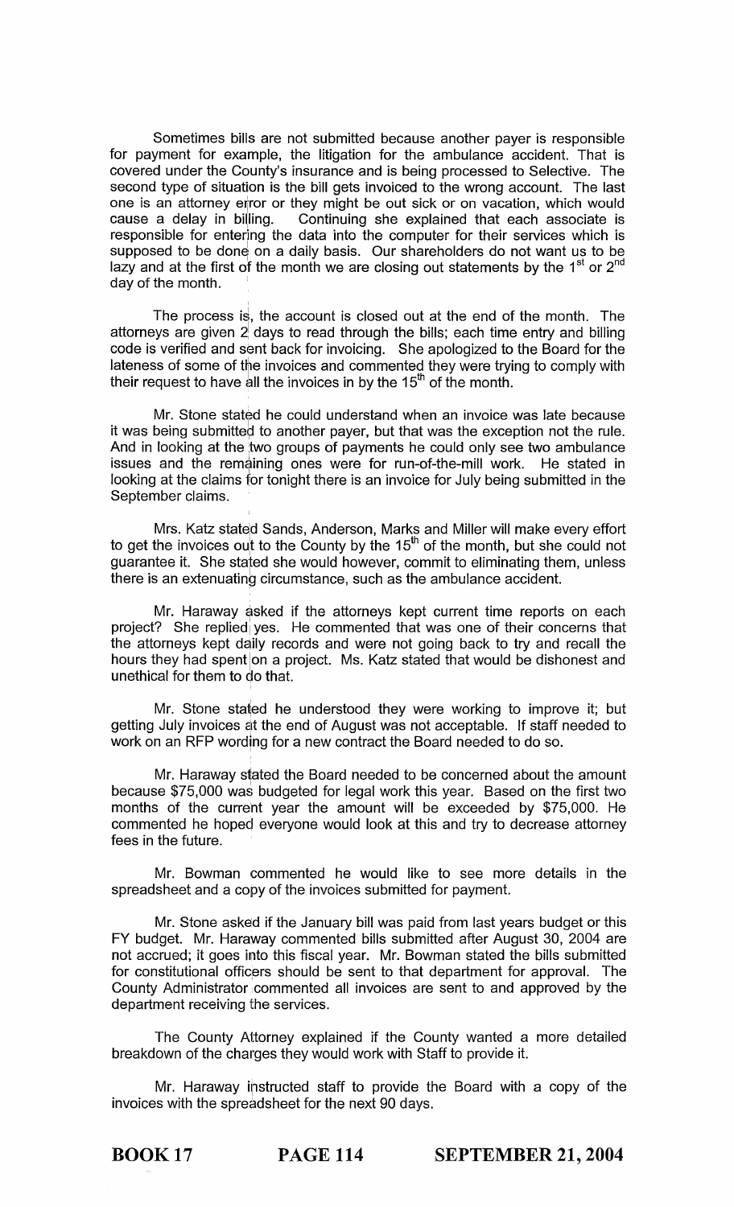Sometimes bills are not submitted because another payer is responsible for payment for example, the litigation for the ambulance accident. That is covered under the County's insurance and is being processed to Selective. The second type of situation is the bill gets invoiced to the wrong account. The last one is an attorney error or they might be out sick or on vacation, which would cause a delay in billing. Continuing she explained that each associate is responsible for entering the data into the computer for their services which is supposed to be done on a daily basis. Our shareholders do not want us to be lazy and at the first of the month we are closing out statements by the 1st or 2nd day of the month.

The process is, the account is closed out at the end of the month. The attorneys are given 2 days to read through the bills; each time entry and billing code is verified and sent back for invoicing. She apologized to the Board for the lateness of some of the invoices and commented they were trying to comply with their request to have all the invoices in by the 15th of the month.

Mr. Stone stated he could understand when an invoice was late because it was being submitted to another payer, but that was the exception not the rule. And in looking at the two groups of payments he could only see two ambulance issues and the remaining ones were for run-of-the-mill work. He stated in looking at the claims for tonight there is an invoice for July being submitted in the September claims.

Mrs. Katz stated Sands, Anderson, Marks and Miller will make every effort to get the invoices out to the County by the 15th of the month, but she could not guarantee it. She stated she would however, commit to eliminating them, unless there is an extenuating circumstance, such as the ambulance accident.

Mr. Haraway asked if the attorneys kept current time reports on each project? She replied yes. He commented that was one of their concerns that the attorneys kept daily records and were not going back to try and recall the hours they had spent on a project. Ms. Katz stated that would be dishonest and unethical for them to do that.

Mr. Stone stated he understood they were working to improve it; but getting July invoices at the end of August was not acceptable. If staff needed to work on an RFP wording for a new contract the Board needed to do so.

Mr. Haraway stated the Board needed to be concerned about the amount because $75,000 was budgeted for legal work this year. Based on the first two months of the current year the amount will be exceeded by $75,000. He commented he hoped everyone would look at this and try to decrease attorney fees in the future.

Mr. Bowman commented he would like to see more details in the spreadsheet and a copy of the invoices submitted for payment.

Mr. Stone asked if the January bill was paid from last years budget or this FY budget. Mr. Haraway commented bills submitted after August 30, 2004 are not accrued; it goes into this fiscal year. Mr. Bowman stated the bills submitted for constitutional officers should be sent to that department for approval. The County Administrator commented all invoices are sent to and approved by the department receiving the services.

The County Attorney explained if the County wanted a more detailed breakdown of the charges they would work with Staff to provide it.

Mr. Haraway instructed staff to provide the Board with a copy of the invoices with the spreadsheet for the next 90 days.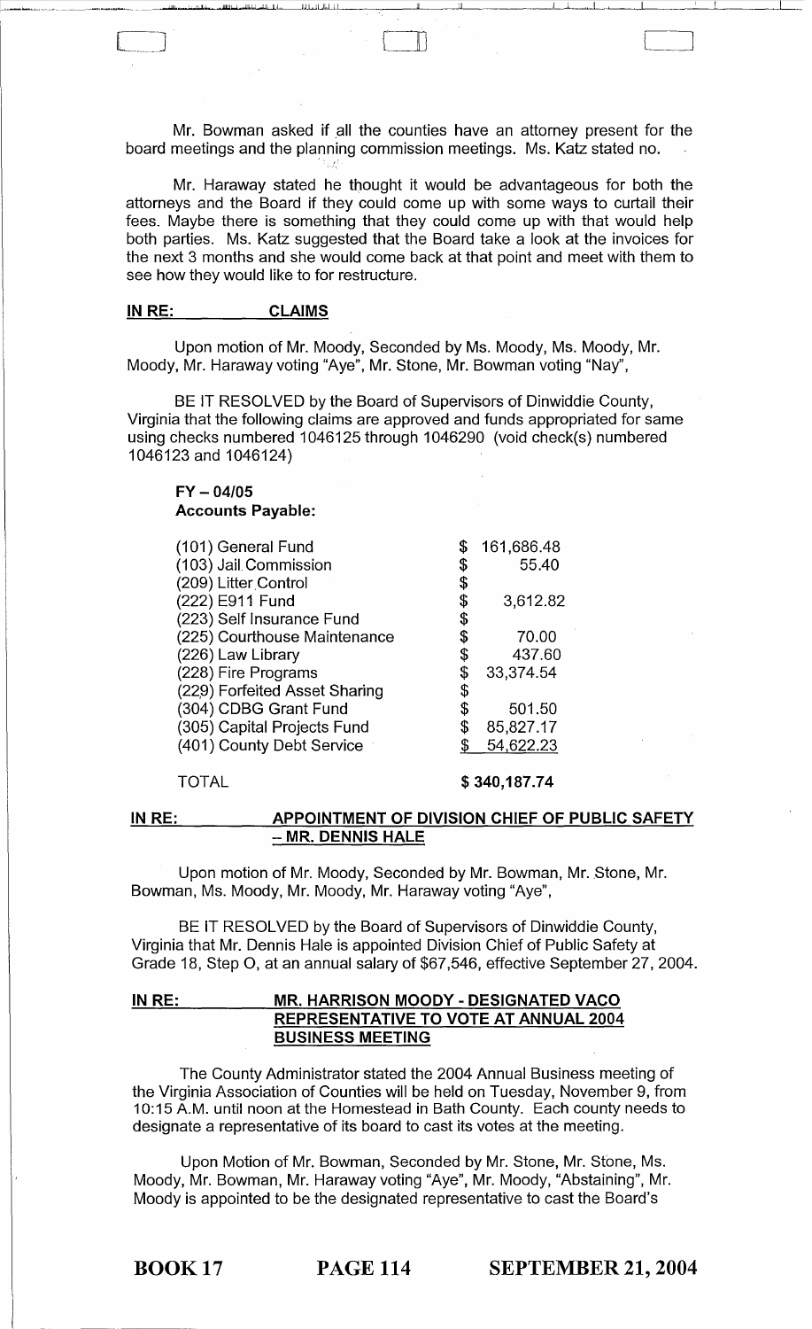Mr. Bowman asked if all the counties have an attorney present for the board meetings and the planning commission meetings. Ms. Katz stated no.

Mr. Haraway stated he thought it would be advantageous for both the attorneys and the Board if they could come up with some ways to curtail their fees. Maybe there is something that they could come up with that would help both parties. Ms. Katz suggested that the Board take a look at the invoices for the next 3 months and she would come back at that point and meet with them to see how they would like to for restructure.

**IN RE: CLAIMS**

Upon motion of Mr. Moody, Seconded by Ms. Moody, Ms. Moody, Mr. Moody, Mr. Haraway voting "Aye", Mr. Stone, Mr. Bowman voting "Nay",

BE IT RESOLVED by the Board of Supervisors of Dinwiddie County, Virginia that the following claims are approved and funds appropriated for same using checks numbered 1046125 through 1046290 (void check(s) numbered 1046123 and 1046124)

**FY – 04/05**
**Accounts Payable:**

| | |
|---|---|
| (101) General Fund | $ 161,686.48 |
| (103) Jail Commission | $ 55.40 |
| (209) Litter Control | $ |
| (222) E911 Fund | $ 3,612.82 |
| (223) Self Insurance Fund | $ |
| (225) Courthouse Maintenance | $ 70.00 |
| (226) Law Library | $ 437.60 |
| (228) Fire Programs | $ 33,374.54 |
| (229) Forfeited Asset Sharing | $ |
| (304) CDBG Grant Fund | $ 501.50 |
| (305) Capital Projects Fund | $ 85,827.17 |
| (401) County Debt Service | $ 54,622.23 |
| TOTAL | **$ 340,187.74** |

**IN RE: APPOINTMENT OF DIVISION CHIEF OF PUBLIC SAFETY – MR. DENNIS HALE**

Upon motion of Mr. Moody, Seconded by Mr. Bowman, Mr. Stone, Mr. Bowman, Ms. Moody, Mr. Moody, Mr. Haraway voting "Aye",

BE IT RESOLVED by the Board of Supervisors of Dinwiddie County, Virginia that Mr. Dennis Hale is appointed Division Chief of Public Safety at Grade 18, Step O, at an annual salary of $67,546, effective September 27, 2004.

**IN RE: MR. HARRISON MOODY - DESIGNATED VACO REPRESENTATIVE TO VOTE AT ANNUAL 2004 BUSINESS MEETING**

The County Administrator stated the 2004 Annual Business meeting of the Virginia Association of Counties will be held on Tuesday, November 9, from 10:15 A.M. until noon at the Homestead in Bath County. Each county needs to designate a representative of its board to cast its votes at the meeting.

Upon Motion of Mr. Bowman, Seconded by Mr. Stone, Mr. Stone, Ms. Moody, Mr. Bowman, Mr. Haraway voting "Aye", Mr. Moody, "Abstaining", Mr. Moody is appointed to be the designated representative to cast the Board's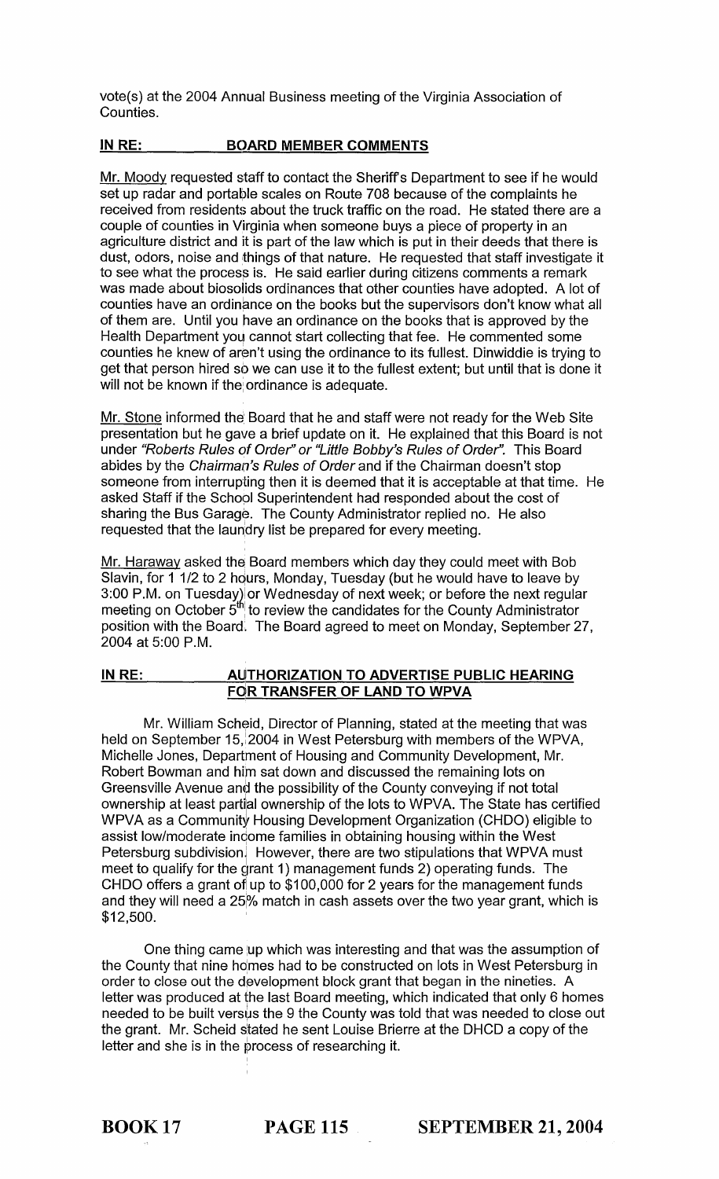vote(s) at the 2004 Annual Business meeting of the Virginia Association of Counties.

**IN RE: BOARD MEMBER COMMENTS**

Mr. Moody requested staff to contact the Sheriff's Department to see if he would set up radar and portable scales on Route 708 because of the complaints he received from residents about the truck traffic on the road. He stated there are a couple of counties in Virginia when someone buys a piece of property in an agriculture district and it is part of the law which is put in their deeds that there is dust, odors, noise and things of that nature. He requested that staff investigate it to see what the process is. He said earlier during citizens comments a remark was made about biosolids ordinances that other counties have adopted. A lot of counties have an ordinance on the books but the supervisors don't know what all of them are. Until you have an ordinance on the books that is approved by the Health Department you cannot start collecting that fee. He commented some counties he knew of aren't using the ordinance to its fullest. Dinwiddie is trying to get that person hired so we can use it to the fullest extent; but until that is done it will not be known if the ordinance is adequate.

Mr. Stone informed the Board that he and staff were not ready for the Web Site presentation but he gave a brief update on it. He explained that this Board is not under *"Roberts Rules of Order" or "Little Bobby's Rules of Order".* This Board abides by the *Chairman's Rules of Order* and if the Chairman doesn't stop someone from interrupting then it is deemed that it is acceptable at that time. He asked Staff if the School Superintendent had responded about the cost of sharing the Bus Garage. The County Administrator replied no. He also requested that the laundry list be prepared for every meeting.

Mr. Haraway asked the Board members which day they could meet with Bob Slavin, for 1 1/2 to 2 hours, Monday, Tuesday (but he would have to leave by 3:00 P.M. on Tuesday) or Wednesday of next week; or before the next regular meeting on October 5th to review the candidates for the County Administrator position with the Board. The Board agreed to meet on Monday, September 27, 2004 at 5:00 P.M.

**IN RE: AUTHORIZATION TO ADVERTISE PUBLIC HEARING FOR TRANSFER OF LAND TO WPVA**

Mr. William Scheid, Director of Planning, stated at the meeting that was held on September 15, 2004 in West Petersburg with members of the WPVA, Michelle Jones, Department of Housing and Community Development, Mr. Robert Bowman and him sat down and discussed the remaining lots on Greensville Avenue and the possibility of the County conveying if not total ownership at least partial ownership of the lots to WPVA. The State has certified WPVA as a Community Housing Development Organization (CHDO) eligible to assist low/moderate income families in obtaining housing within the West Petersburg subdivision. However, there are two stipulations that WPVA must meet to qualify for the grant 1) management funds 2) operating funds. The CHDO offers a grant of up to $100,000 for 2 years for the management funds and they will need a 25% match in cash assets over the two year grant, which is $12,500.

One thing came up which was interesting and that was the assumption of the County that nine homes had to be constructed on lots in West Petersburg in order to close out the development block grant that began in the nineties. A letter was produced at the last Board meeting, which indicated that only 6 homes needed to be built versus the 9 the County was told that was needed to close out the grant. Mr. Scheid stated he sent Louise Brierre at the DHCD a copy of the letter and she is in the process of researching it.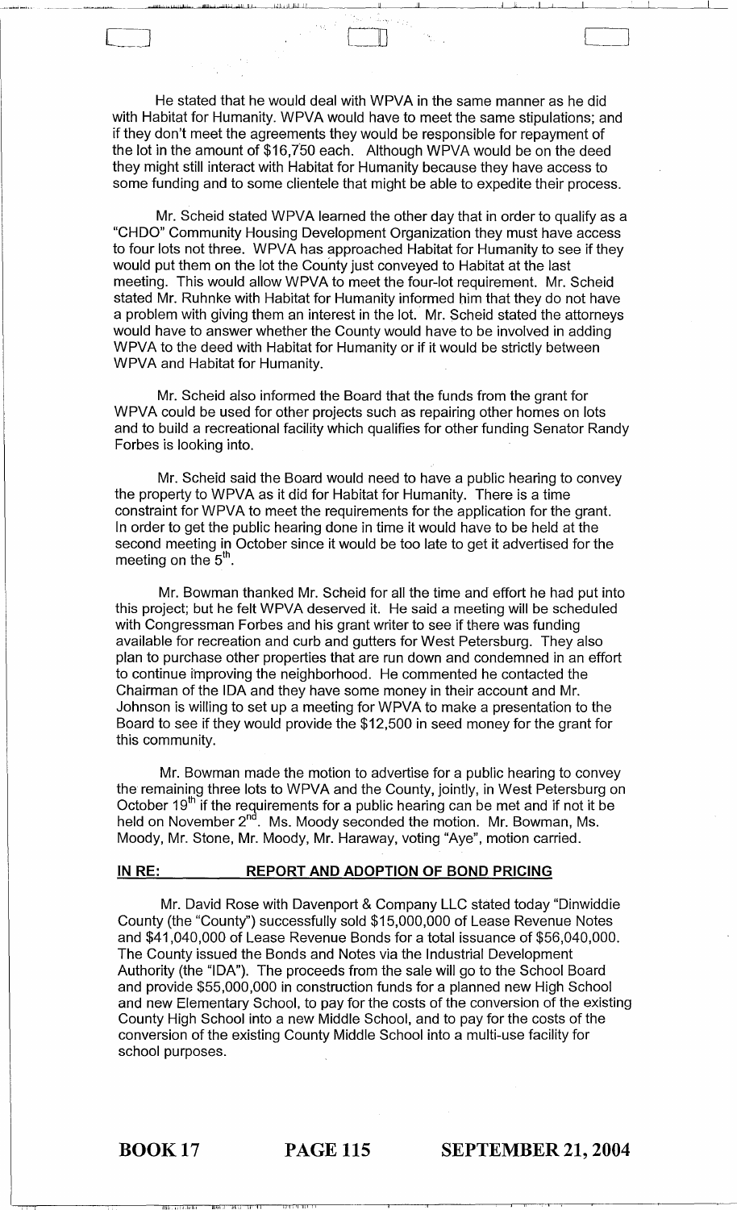He stated that he would deal with WPVA in the same manner as he did with Habitat for Humanity. WPVA would have to meet the same stipulations; and if they don't meet the agreements they would be responsible for repayment of the lot in the amount of $16,750 each. Although WPVA would be on the deed they might still interact with Habitat for Humanity because they have access to some funding and to some clientele that might be able to expedite their process.

Mr. Scheid stated WPVA learned the other day that in order to qualify as a "CHDO" Community Housing Development Organization they must have access to four lots not three. WPVA has approached Habitat for Humanity to see if they would put them on the lot the County just conveyed to Habitat at the last meeting. This would allow WPVA to meet the four-lot requirement. Mr. Scheid stated Mr. Ruhnke with Habitat for Humanity informed him that they do not have a problem with giving them an interest in the lot. Mr. Scheid stated the attorneys would have to answer whether the County would have to be involved in adding WPVA to the deed with Habitat for Humanity or if it would be strictly between WPVA and Habitat for Humanity.

Mr. Scheid also informed the Board that the funds from the grant for WPVA could be used for other projects such as repairing other homes on lots and to build a recreational facility which qualifies for other funding Senator Randy Forbes is looking into.

Mr. Scheid said the Board would need to have a public hearing to convey the property to WPVA as it did for Habitat for Humanity. There is a time constraint for WPVA to meet the requirements for the application for the grant. In order to get the public hearing done in time it would have to be held at the second meeting in October since it would be too late to get it advertised for the meeting on the 5th.

Mr. Bowman thanked Mr. Scheid for all the time and effort he had put into this project; but he felt WPVA deserved it. He said a meeting will be scheduled with Congressman Forbes and his grant writer to see if there was funding available for recreation and curb and gutters for West Petersburg. They also plan to purchase other properties that are run down and condemned in an effort to continue improving the neighborhood. He commented he contacted the Chairman of the IDA and they have some money in their account and Mr. Johnson is willing to set up a meeting for WPVA to make a presentation to the Board to see if they would provide the $12,500 in seed money for the grant for this community.

Mr. Bowman made the motion to advertise for a public hearing to convey the remaining three lots to WPVA and the County, jointly, in West Petersburg on October 19th if the requirements for a public hearing can be met and if not it be held on November 2nd. Ms. Moody seconded the motion. Mr. Bowman, Ms. Moody, Mr. Stone, Mr. Moody, Mr. Haraway, voting "Aye", motion carried.

**IN RE: REPORT AND ADOPTION OF BOND PRICING**

Mr. David Rose with Davenport & Company LLC stated today "Dinwiddie County (the "County") successfully sold $15,000,000 of Lease Revenue Notes and $41,040,000 of Lease Revenue Bonds for a total issuance of $56,040,000. The County issued the Bonds and Notes via the Industrial Development Authority (the "IDA"). The proceeds from the sale will go to the School Board and provide $55,000,000 in construction funds for a planned new High School and new Elementary School, to pay for the costs of the conversion of the existing County High School into a new Middle School, and to pay for the costs of the conversion of the existing County Middle School into a multi-use facility for school purposes.

**BOOK 17 PAGE 115 SEPTEMBER 21, 2004**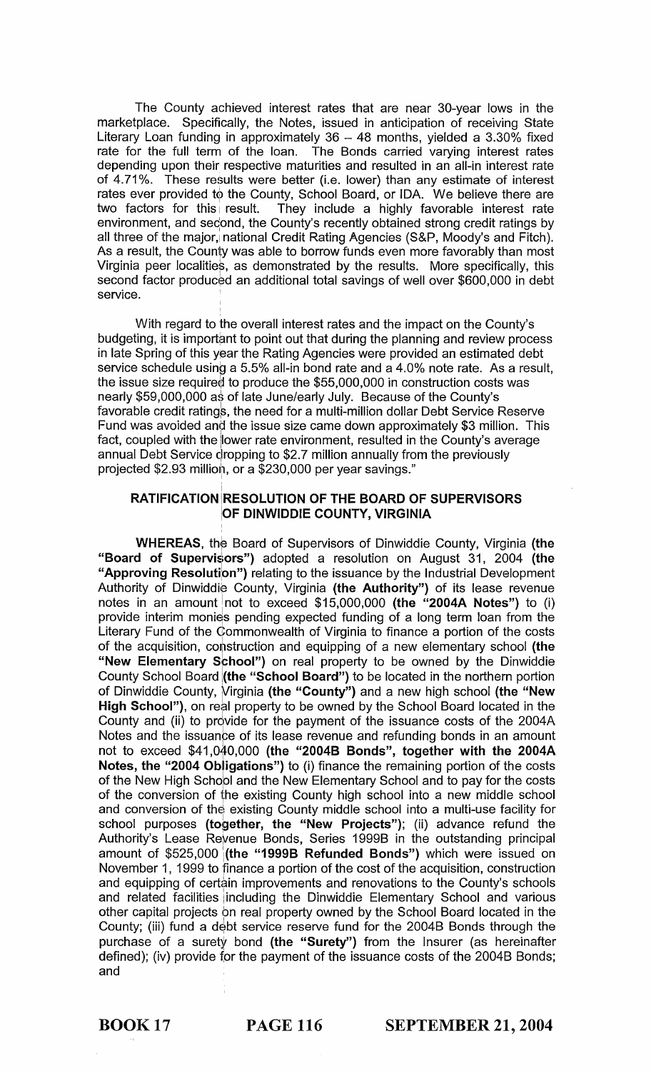The County achieved interest rates that are near 30-year lows in the marketplace. Specifically, the Notes, issued in anticipation of receiving State Literary Loan funding in approximately 36 – 48 months, yielded a 3.30% fixed rate for the full term of the loan. The Bonds carried varying interest rates depending upon their respective maturities and resulted in an all-in interest rate of 4.71%. These results were better (i.e. lower) than any estimate of interest rates ever provided to the County, School Board, or IDA. We believe there are two factors for this result. They include a highly favorable interest rate environment, and second, the County's recently obtained strong credit ratings by all three of the major, national Credit Rating Agencies (S&P, Moody's and Fitch). As a result, the County was able to borrow funds even more favorably than most Virginia peer localities, as demonstrated by the results. More specifically, this second factor produced an additional total savings of well over $600,000 in debt service.

With regard to the overall interest rates and the impact on the County's budgeting, it is important to point out that during the planning and review process in late Spring of this year the Rating Agencies were provided an estimated debt service schedule using a 5.5% all-in bond rate and a 4.0% note rate. As a result, the issue size required to produce the $55,000,000 in construction costs was nearly $59,000,000 as of late June/early July. Because of the County's favorable credit ratings, the need for a multi-million dollar Debt Service Reserve Fund was avoided and the issue size came down approximately $3 million. This fact, coupled with the lower rate environment, resulted in the County's average annual Debt Service dropping to $2.7 million annually from the previously projected $2.93 million, or a $230,000 per year savings."

## RATIFICATION RESOLUTION OF THE BOARD OF SUPERVISORS OF DINWIDDIE COUNTY, VIRGINIA

**WHEREAS**, the Board of Supervisors of Dinwiddie County, Virginia **(the "Board of Supervisors")** adopted a resolution on August 31, 2004 **(the "Approving Resolution")** relating to the issuance by the Industrial Development Authority of Dinwiddie County, Virginia **(the Authority")** of its lease revenue notes in an amount not to exceed $15,000,000 **(the "2004A Notes")** to (i) provide interim monies pending expected funding of a long term loan from the Literary Fund of the Commonwealth of Virginia to finance a portion of the costs of the acquisition, construction and equipping of a new elementary school **(the "New Elementary School")** on real property to be owned by the Dinwiddie County School Board **(the "School Board")** to be located in the northern portion of Dinwiddie County, Virginia **(the "County")** and a new high school **(the "New High School")**, on real property to be owned by the School Board located in the County and (ii) to provide for the payment of the issuance costs of the 2004A Notes and the issuance of its lease revenue and refunding bonds in an amount not to exceed $41,040,000 **(the "2004B Bonds", together with the 2004A Notes, the "2004 Obligations")** to (i) finance the remaining portion of the costs of the New High School and the New Elementary School and to pay for the costs of the conversion of the existing County high school into a new middle school and conversion of the existing County middle school into a multi-use facility for school purposes **(together, the "New Projects")**; (ii) advance refund the Authority's Lease Revenue Bonds, Series 1999B in the outstanding principal amount of $525,000 **(the "1999B Refunded Bonds")** which were issued on November 1, 1999 to finance a portion of the cost of the acquisition, construction and equipping of certain improvements and renovations to the County's schools and related facilities including the Dinwiddie Elementary School and various other capital projects on real property owned by the School Board located in the County; (iii) fund a debt service reserve fund for the 2004B Bonds through the purchase of a surety bond **(the "Surety")** from the Insurer (as hereinafter defined); (iv) provide for the payment of the issuance costs of the 2004B Bonds; and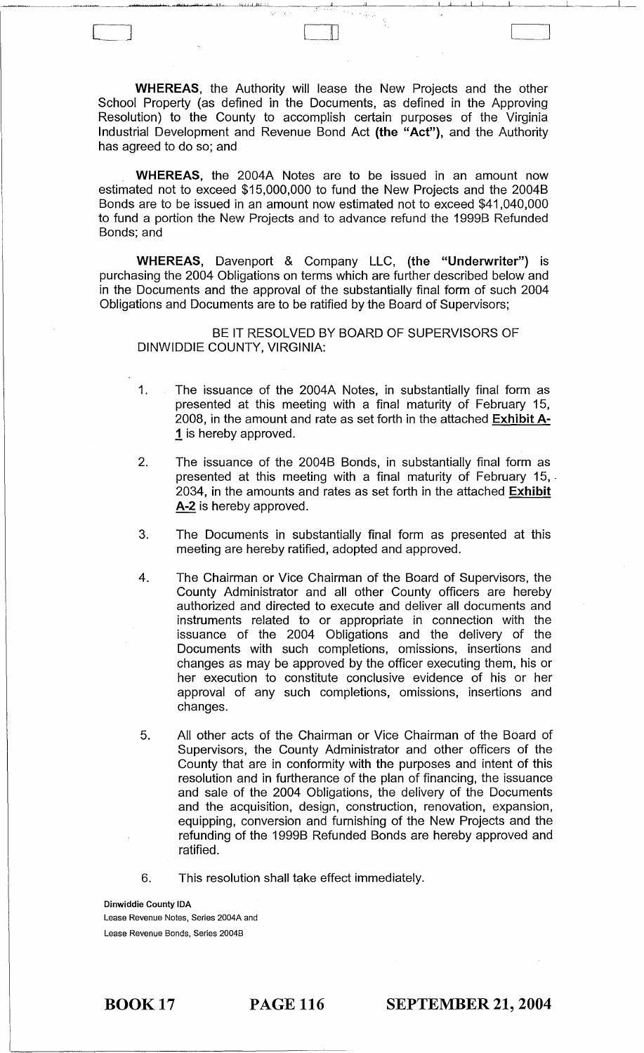**WHEREAS**, the Authority will lease the New Projects and the other School Property (as defined in the Documents, as defined in the Approving Resolution) to the County to accomplish certain purposes of the Virginia Industrial Development and Revenue Bond Act **(the "Act")**, and the Authority has agreed to do so; and

**WHEREAS**, the 2004A Notes are to be issued in an amount now estimated not to exceed $15,000,000 to fund the New Projects and the 2004B Bonds are to be issued in an amount now estimated not to exceed $41,040,000 to fund a portion the New Projects and to advance refund the 1999B Refunded Bonds; and

**WHEREAS**, Davenport & Company LLC, **(the "Underwriter")** is purchasing the 2004 Obligations on terms which are further described below and in the Documents and the approval of the substantially final form of such 2004 Obligations and Documents are to be ratified by the Board of Supervisors;

BE IT RESOLVED BY BOARD OF SUPERVISORS OF DINWIDDIE COUNTY, VIRGINIA:

1. The issuance of the 2004A Notes, in substantially final form as presented at this meeting with a final maturity of February 15, 2008, in the amount and rate as set forth in the attached **Exhibit A-1** is hereby approved.

2. The issuance of the 2004B Bonds, in substantially final form as presented at this meeting with a final maturity of February 15, 2034, in the amounts and rates as set forth in the attached **Exhibit A-2** is hereby approved.

3. The Documents in substantially final form as presented at this meeting are hereby ratified, adopted and approved.

4. The Chairman or Vice Chairman of the Board of Supervisors, the County Administrator and all other County officers are hereby authorized and directed to execute and deliver all documents and instruments related to or appropriate in connection with the issuance of the 2004 Obligations and the delivery of the Documents with such completions, omissions, insertions and changes as may be approved by the officer executing them, his or her execution to constitute conclusive evidence of his or her approval of any such completions, omissions, insertions and changes.

5. All other acts of the Chairman or Vice Chairman of the Board of Supervisors, the County Administrator and other officers of the County that are in conformity with the purposes and intent of this resolution and in furtherance of the plan of financing, the issuance and sale of the 2004 Obligations, the delivery of the Documents and the acquisition, design, construction, renovation, expansion, equipping, conversion and furnishing of the New Projects and the refunding of the 1999B Refunded Bonds are hereby approved and ratified.

6. This resolution shall take effect immediately.

**Dinwiddie County IDA**
Lease Revenue Notes, Series 2004A and
Lease Revenue Bonds, Series 2004B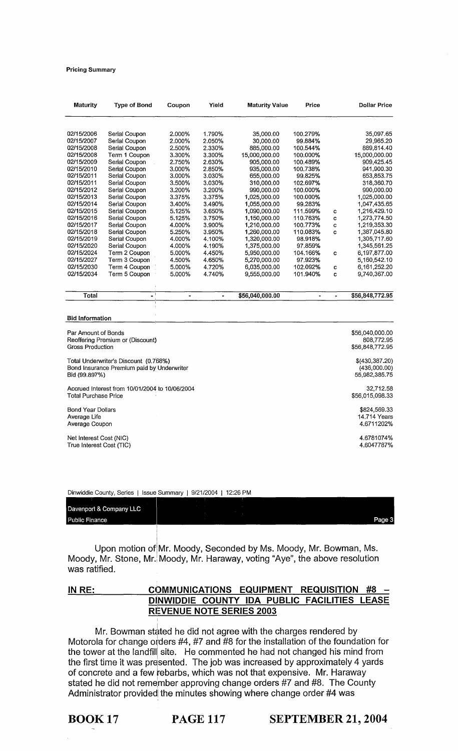**Pricing Summary**

| Maturity | Type of Bond | Coupon | Yield | Maturity Value | Price | | Dollar Price |
|---|---|---|---|---|---|---|---|
| 02/15/2006 | Serial Coupon | 2.000% | 1.790% | 35,000.00 | 100.279% | | 35,097.65 |
| 02/15/2007 | Serial Coupon | 2.000% | 2.050% | 30,000.00 | 99.884% | | 29,965.20 |
| 02/15/2008 | Serial Coupon | 2.500% | 2.330% | 885,000.00 | 100.544% | | 889,814.40 |
| 02/15/2008 | Term 1 Coupon | 3.300% | 3.300% | 15,000,000.00 | 100.000% | | 15,000,000.00 |
| 02/15/2009 | Serial Coupon | 2.750% | 2.630% | 905,000.00 | 100.489% | | 909,425.45 |
| 02/15/2010 | Serial Coupon | 3.000% | 2.850% | 935,000.00 | 100.738% | | 941,900.30 |
| 02/15/2011 | Serial Coupon | 3.000% | 3.030% | 655,000.00 | 99.825% | | 653,853.75 |
| 02/15/2011 | Serial Coupon | 3.500% | 3.030% | 310,000.00 | 102.697% | | 318,360.70 |
| 02/15/2012 | Serial Coupon | 3.200% | 3.200% | 990,000.00 | 100.000% | | 990,000.00 |
| 02/15/2013 | Serial Coupon | 3.375% | 3.375% | 1,025,000.00 | 100.000% | | 1,025,000.00 |
| 02/15/2014 | Serial Coupon | 3.400% | 3.490% | 1,055,000.00 | 99.283% | | 1,047,435.65 |
| 02/15/2015 | Serial Coupon | 5.125% | 3.650% | 1,090,000.00 | 111.599% | c | 1,216,429.10 |
| 02/15/2016 | Serial Coupon | 5.125% | 3.750% | 1,150,000.00 | 110.763% | c | 1,273,774.50 |
| 02/15/2017 | Serial Coupon | 4.000% | 3.900% | 1,210,000.00 | 100.773% | c | 1,219,353.30 |
| 02/15/2018 | Serial Coupon | 5.250% | 3.950% | 1,260,000.00 | 110.083% | c | 1,387,045.80 |
| 02/15/2019 | Serial Coupon | 4.000% | 4.100% | 1,320,000.00 | 98.918% | | 1,305,717.60 |
| 02/15/2020 | Serial Coupon | 4.000% | 4.190% | 1,375,000.00 | 97.859% | | 1,345,561.25 |
| 02/15/2024 | Term 2 Coupon | 5.000% | 4.450% | 5,950,000.00 | 104.166% | c | 6,197,877.00 |
| 02/15/2027 | Term 3 Coupon | 4.500% | 4.650% | 5,270,000.00 | 97.923% | | 5,160,542.10 |
| 02/15/2030 | Term 4 Coupon | 5.000% | 4.720% | 6,035,000.00 | 102.092% | c | 6,161,252.20 |
| 02/15/2034 | Term 5 Coupon | 5.000% | 4.740% | 9,555,000.00 | 101.940% | c | 9,740,367.00 |
| **Total** | - | - | - | **$56,040,000.00** | - | - | **$56,848,772.95** |

**Bid Information**

| | |
|---|---|
| Par Amount of Bonds | $56,040,000.00 |
| Reoffering Premium or (Discount) | 808,772.95 |
| Gross Production | $56,848,772.95 |
| | |
| Total Underwriter's Discount (0.768%) | $(430,387.20) |
| Bond Insurance Premium paid by Underwriter | (436,000.00) |
| Bid (99.897%) | 55,982,385.75 |
| | |
| Accrued Interest from 10/01/2004 to 10/06/2004 | 32,712.58 |
| Total Purchase Price | $56,015,098.33 |
| | |
| Bond Year Dollars | $824,569.33 |
| Average Life | 14.714 Years |
| Average Coupon | 4.6711202% |
| | |
| Net Interest Cost (NIC) | 4.6781074% |
| True Interest Cost (TIC) | 4.6047787% |

Dinwiddie County, Series | Issue Summary | 9/21/2004 | 12:26 PM

Davenport & Company LLC
Public Finance

Upon motion of Mr. Moody, Seconded by Ms. Moody, Mr. Bowman, Ms. Moody, Mr. Stone, Mr. Moody, Mr. Haraway, voting "Aye", the above resolution was ratified.

**IN RE: COMMUNICATIONS EQUIPMENT REQUISITION #8 – DINWIDDIE COUNTY IDA PUBLIC FACILITIES LEASE REVENUE NOTE SERIES 2003**

Mr. Bowman stated he did not agree with the charges rendered by Motorola for change orders #4, #7 and #8 for the installation of the foundation for the tower at the landfill site. He commented he had not changed his mind from the first time it was presented. The job was increased by approximately 4 yards of concrete and a few rebarbs, which was not that expensive. Mr. Haraway stated he did not remember approving change orders #7 and #8. The County Administrator provided the minutes showing where change order #4 was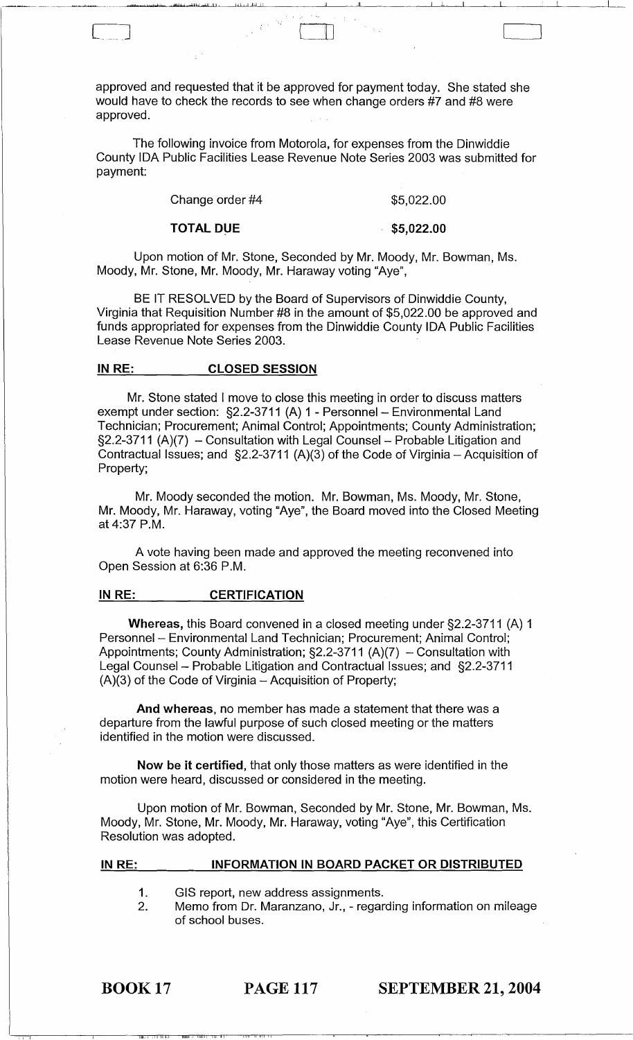approved and requested that it be approved for payment today. She stated she would have to check the records to see when change orders #7 and #8 were approved.

The following invoice from Motorola, for expenses from the Dinwiddie County IDA Public Facilities Lease Revenue Note Series 2003 was submitted for payment:

| | |
|---|---|
| Change order #4 | $5,022.00 |
| **TOTAL DUE** | **$5,022.00** |

Upon motion of Mr. Stone, Seconded by Mr. Moody, Mr. Bowman, Ms. Moody, Mr. Stone, Mr. Moody, Mr. Haraway voting "Aye",

BE IT RESOLVED by the Board of Supervisors of Dinwiddie County, Virginia that Requisition Number #8 in the amount of $5,022.00 be approved and funds appropriated for expenses from the Dinwiddie County IDA Public Facilities Lease Revenue Note Series 2003.

## IN RE: CLOSED SESSION

Mr. Stone stated I move to close this meeting in order to discuss matters exempt under section: §2.2-3711 (A) 1 - Personnel – Environmental Land Technician; Procurement; Animal Control; Appointments; County Administration; §2.2-3711 (A)(7) – Consultation with Legal Counsel – Probable Litigation and Contractual Issues; and §2.2-3711 (A)(3) of the Code of Virginia – Acquisition of Property;

Mr. Moody seconded the motion. Mr. Bowman, Ms. Moody, Mr. Stone, Mr. Moody, Mr. Haraway, voting "Aye", the Board moved into the Closed Meeting at 4:37 P.M.

A vote having been made and approved the meeting reconvened into Open Session at 6:36 P.M.

## IN RE: CERTIFICATION

**Whereas,** this Board convened in a closed meeting under §2.2-3711 (A) 1 Personnel – Environmental Land Technician; Procurement; Animal Control; Appointments; County Administration; §2.2-3711 (A)(7) – Consultation with Legal Counsel – Probable Litigation and Contractual Issues; and §2.2-3711 (A)(3) of the Code of Virginia – Acquisition of Property;

**And whereas**, no member has made a statement that there was a departure from the lawful purpose of such closed meeting or the matters identified in the motion were discussed.

**Now be it certified**, that only those matters as were identified in the motion were heard, discussed or considered in the meeting.

Upon motion of Mr. Bowman, Seconded by Mr. Stone, Mr. Bowman, Ms. Moody, Mr. Stone, Mr. Moody, Mr. Haraway, voting "Aye", this Certification Resolution was adopted.

## IN RE: INFORMATION IN BOARD PACKET OR DISTRIBUTED

1. GIS report, new address assignments.
2. Memo from Dr. Maranzano, Jr., - regarding information on mileage of school buses.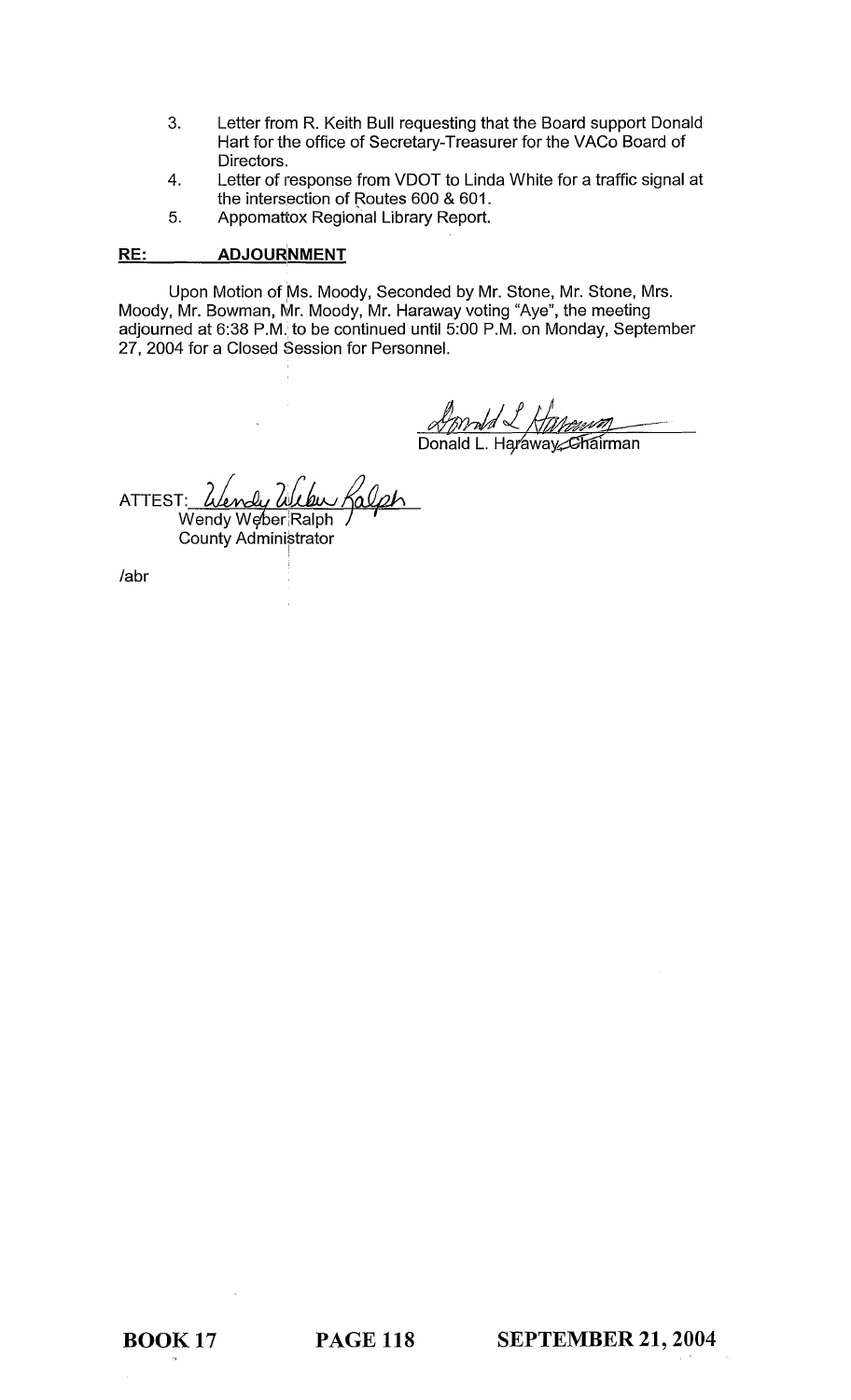3. Letter from R. Keith Bull requesting that the Board support Donald Hart for the office of Secretary-Treasurer for the VACo Board of Directors.
4. Letter of response from VDOT to Linda White for a traffic signal at the intersection of Routes 600 & 601.
5. Appomattox Regional Library Report.

**RE: ADJOURNMENT**

Upon Motion of Ms. Moody, Seconded by Mr. Stone, Mr. Stone, Mrs. Moody, Mr. Bowman, Mr. Moody, Mr. Haraway voting "Aye", the meeting adjourned at 6:38 P.M. to be continued until 5:00 P.M. on Monday, September 27, 2004 for a Closed Session for Personnel.

Donald L. Haraway, Chairman

ATTEST: Wendy Weber Ralph
Wendy Weber Ralph
County Administrator

/abr

**BOOK 17 PAGE 118 SEPTEMBER 21, 2004**